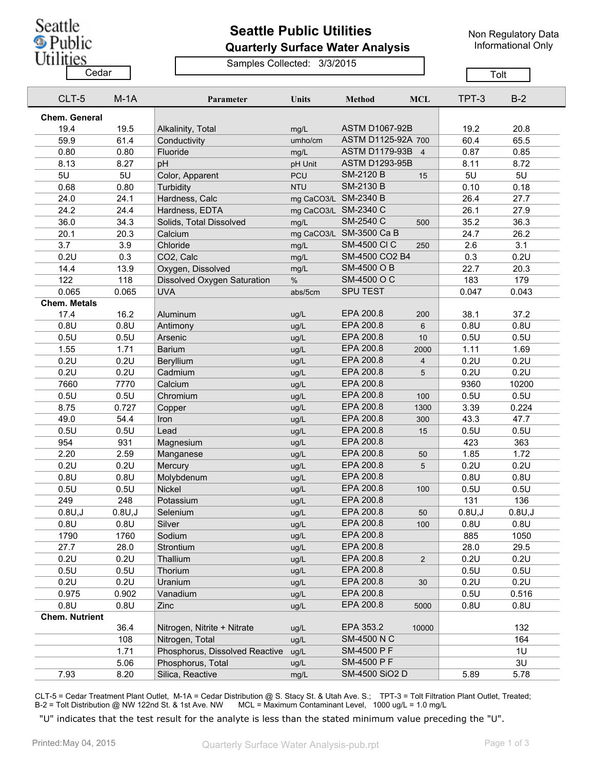# Seattle Public Utilities

## Quarterly Surface Water Analysis

Non Regulatory Data
Informational Only

Samples Collected: 3/3/2015

| Cedar | | | | | | Tolt | |
|---|---|---|---|---|---|---|---|
| CLT-5 | M-1A | Parameter | Units | Method | MCL | TPT-3 | B-2 |
| **Chem. General** | | | | | | | |
| 19.4 | 19.5 | Alkalinity, Total | mg/L | ASTM D1067-92B | | 19.2 | 20.8 |
| 59.9 | 61.4 | Conductivity | umho/cm | ASTM D1125-92A | 700 | 60.4 | 65.5 |
| 0.80 | 0.80 | Fluoride | mg/L | ASTM D1179-93B | 4 | 0.87 | 0.85 |
| 8.13 | 8.27 | pH | pH Unit | ASTM D1293-95B | | 8.11 | 8.72 |
| 5U | 5U | Color, Apparent | PCU | SM-2120 B | 15 | 5U | 5U |
| 0.68 | 0.80 | Turbidity | NTU | SM-2130 B | | 0.10 | 0.18 |
| 24.0 | 24.1 | Hardness, Calc | mg CaCO3/L | SM-2340 B | | 26.4 | 27.7 |
| 24.2 | 24.4 | Hardness, EDTA | mg CaCO3/L | SM-2340 C | | 26.1 | 27.9 |
| 36.0 | 34.3 | Solids, Total Dissolved | mg/L | SM-2540 C | 500 | 35.2 | 36.3 |
| 20.1 | 20.3 | Calcium | mg CaCO3/L | SM-3500 Ca B | | 24.7 | 26.2 |
| 3.7 | 3.9 | Chloride | mg/L | SM-4500 Cl C | 250 | 2.6 | 3.1 |
| 0.2U | 0.3 | CO2, Calc | mg/L | SM-4500 CO2 B4 | | 0.3 | 0.2U |
| 14.4 | 13.9 | Oxygen, Dissolved | mg/L | SM-4500 O B | | 22.7 | 20.3 |
| 122 | 118 | Dissolved Oxygen Saturation | % | SM-4500 O C | | 183 | 179 |
| 0.065 | 0.065 | UVA | abs/5cm | SPU TEST | | 0.047 | 0.043 |
| **Chem. Metals** | | | | | | | |
| 17.4 | 16.2 | Aluminum | ug/L | EPA 200.8 | 200 | 38.1 | 37.2 |
| 0.8U | 0.8U | Antimony | ug/L | EPA 200.8 | 6 | 0.8U | 0.8U |
| 0.5U | 0.5U | Arsenic | ug/L | EPA 200.8 | 10 | 0.5U | 0.5U |
| 1.55 | 1.71 | Barium | ug/L | EPA 200.8 | 2000 | 1.11 | 1.69 |
| 0.2U | 0.2U | Beryllium | ug/L | EPA 200.8 | 4 | 0.2U | 0.2U |
| 0.2U | 0.2U | Cadmium | ug/L | EPA 200.8 | 5 | 0.2U | 0.2U |
| 7660 | 7770 | Calcium | ug/L | EPA 200.8 | | 9360 | 10200 |
| 0.5U | 0.5U | Chromium | ug/L | EPA 200.8 | 100 | 0.5U | 0.5U |
| 8.75 | 0.727 | Copper | ug/L | EPA 200.8 | 1300 | 3.39 | 0.224 |
| 49.0 | 54.4 | Iron | ug/L | EPA 200.8 | 300 | 43.3 | 47.7 |
| 0.5U | 0.5U | Lead | ug/L | EPA 200.8 | 15 | 0.5U | 0.5U |
| 954 | 931 | Magnesium | ug/L | EPA 200.8 | | 423 | 363 |
| 2.20 | 2.59 | Manganese | ug/L | EPA 200.8 | 50 | 1.85 | 1.72 |
| 0.2U | 0.2U | Mercury | ug/L | EPA 200.8 | 5 | 0.2U | 0.2U |
| 0.8U | 0.8U | Molybdenum | ug/L | EPA 200.8 | | 0.8U | 0.8U |
| 0.5U | 0.5U | Nickel | ug/L | EPA 200.8 | 100 | 0.5U | 0.5U |
| 249 | 248 | Potassium | ug/L | EPA 200.8 | | 131 | 136 |
| 0.8U,J | 0.8U,J | Selenium | ug/L | EPA 200.8 | 50 | 0.8U,J | 0.8U,J |
| 0.8U | 0.8U | Silver | ug/L | EPA 200.8 | 100 | 0.8U | 0.8U |
| 1790 | 1760 | Sodium | ug/L | EPA 200.8 | | 885 | 1050 |
| 27.7 | 28.0 | Strontium | ug/L | EPA 200.8 | | 28.0 | 29.5 |
| 0.2U | 0.2U | Thallium | ug/L | EPA 200.8 | 2 | 0.2U | 0.2U |
| 0.5U | 0.5U | Thorium | ug/L | EPA 200.8 | | 0.5U | 0.5U |
| 0.2U | 0.2U | Uranium | ug/L | EPA 200.8 | 30 | 0.2U | 0.2U |
| 0.975 | 0.902 | Vanadium | ug/L | EPA 200.8 | | 0.5U | 0.516 |
| 0.8U | 0.8U | Zinc | ug/L | EPA 200.8 | 5000 | 0.8U | 0.8U |
| **Chem. Nutrient** | | | | | | | |
| | 36.4 | Nitrogen, Nitrite + Nitrate | ug/L | EPA 353.2 | 10000 | | 132 |
| | 108 | Nitrogen, Total | ug/L | SM-4500 N C | | | 164 |
| | 1.71 | Phosphorus, Dissolved Reactive | ug/L | SM-4500 P F | | | 1U |
| | 5.06 | Phosphorus, Total | ug/L | SM-4500 P F | | | 3U |
| 7.93 | 8.20 | Silica, Reactive | mg/L | SM-4500 SiO2 D | | 5.89 | 5.78 |

CLT-5 = Cedar Treatment Plant Outlet, M-1A = Cedar Distribution @ S. Stacy St. & Utah Ave. S.; TPT-3 = Tolt Filtration Plant Outlet, Treated; B-2 = Tolt Distribution @ NW 122nd St. & 1st Ave. NW MCL = Maximum Contaminant Level, 1000 ug/L = 1.0 mg/L

"U" indicates that the test result for the analyte is less than the stated minimum value preceding the "U".

Printed:May 04, 2015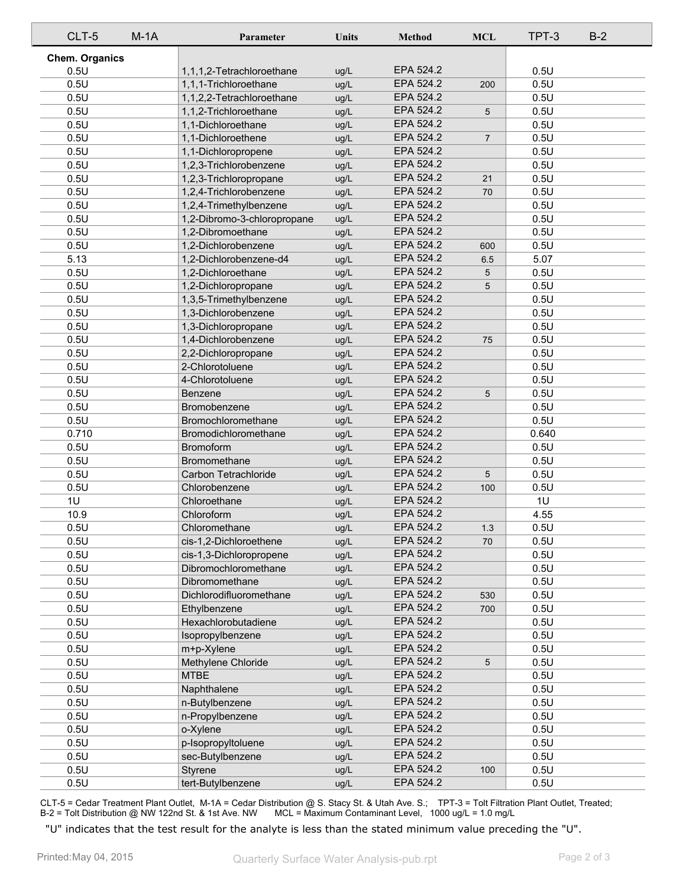| CLT-5 | M-1A | Parameter | Units | Method | MCL | TPT-3 | B-2 |
|---|---|---|---|---|---|---|---|
| **Chem. Organics** | | | | | | | |
| 0.5U | | 1,1,1,2-Tetrachloroethane | ug/L | EPA 524.2 | | 0.5U | |
| 0.5U | | 1,1,1-Trichloroethane | ug/L | EPA 524.2 | 200 | 0.5U | |
| 0.5U | | 1,1,2,2-Tetrachloroethane | ug/L | EPA 524.2 | | 0.5U | |
| 0.5U | | 1,1,2-Trichloroethane | ug/L | EPA 524.2 | 5 | 0.5U | |
| 0.5U | | 1,1-Dichloroethane | ug/L | EPA 524.2 | | 0.5U | |
| 0.5U | | 1,1-Dichloroethene | ug/L | EPA 524.2 | 7 | 0.5U | |
| 0.5U | | 1,1-Dichloropropene | ug/L | EPA 524.2 | | 0.5U | |
| 0.5U | | 1,2,3-Trichlorobenzene | ug/L | EPA 524.2 | | 0.5U | |
| 0.5U | | 1,2,3-Trichloropropane | ug/L | EPA 524.2 | 21 | 0.5U | |
| 0.5U | | 1,2,4-Trichlorobenzene | ug/L | EPA 524.2 | 70 | 0.5U | |
| 0.5U | | 1,2,4-Trimethylbenzene | ug/L | EPA 524.2 | | 0.5U | |
| 0.5U | | 1,2-Dibromo-3-chloropropane | ug/L | EPA 524.2 | | 0.5U | |
| 0.5U | | 1,2-Dibromoethane | ug/L | EPA 524.2 | | 0.5U | |
| 0.5U | | 1,2-Dichlorobenzene | ug/L | EPA 524.2 | 600 | 0.5U | |
| 5.13 | | 1,2-Dichlorobenzene-d4 | ug/L | EPA 524.2 | 6.5 | 5.07 | |
| 0.5U | | 1,2-Dichloroethane | ug/L | EPA 524.2 | 5 | 0.5U | |
| 0.5U | | 1,2-Dichloropropane | ug/L | EPA 524.2 | 5 | 0.5U | |
| 0.5U | | 1,3,5-Trimethylbenzene | ug/L | EPA 524.2 | | 0.5U | |
| 0.5U | | 1,3-Dichlorobenzene | ug/L | EPA 524.2 | | 0.5U | |
| 0.5U | | 1,3-Dichloropropane | ug/L | EPA 524.2 | | 0.5U | |
| 0.5U | | 1,4-Dichlorobenzene | ug/L | EPA 524.2 | 75 | 0.5U | |
| 0.5U | | 2,2-Dichloropropane | ug/L | EPA 524.2 | | 0.5U | |
| 0.5U | | 2-Chlorotoluene | ug/L | EPA 524.2 | | 0.5U | |
| 0.5U | | 4-Chlorotoluene | ug/L | EPA 524.2 | | 0.5U | |
| 0.5U | | Benzene | ug/L | EPA 524.2 | 5 | 0.5U | |
| 0.5U | | Bromobenzene | ug/L | EPA 524.2 | | 0.5U | |
| 0.5U | | Bromochloromethane | ug/L | EPA 524.2 | | 0.5U | |
| 0.710 | | Bromodichloromethane | ug/L | EPA 524.2 | | 0.640 | |
| 0.5U | | Bromoform | ug/L | EPA 524.2 | | 0.5U | |
| 0.5U | | Bromomethane | ug/L | EPA 524.2 | | 0.5U | |
| 0.5U | | Carbon Tetrachloride | ug/L | EPA 524.2 | 5 | 0.5U | |
| 0.5U | | Chlorobenzene | ug/L | EPA 524.2 | 100 | 0.5U | |
| 1U | | Chloroethane | ug/L | EPA 524.2 | | 1U | |
| 10.9 | | Chloroform | ug/L | EPA 524.2 | | 4.55 | |
| 0.5U | | Chloromethane | ug/L | EPA 524.2 | 1.3 | 0.5U | |
| 0.5U | | cis-1,2-Dichloroethene | ug/L | EPA 524.2 | 70 | 0.5U | |
| 0.5U | | cis-1,3-Dichloropropene | ug/L | EPA 524.2 | | 0.5U | |
| 0.5U | | Dibromochloromethane | ug/L | EPA 524.2 | | 0.5U | |
| 0.5U | | Dibromomethane | ug/L | EPA 524.2 | | 0.5U | |
| 0.5U | | Dichlorodifluoromethane | ug/L | EPA 524.2 | 530 | 0.5U | |
| 0.5U | | Ethylbenzene | ug/L | EPA 524.2 | 700 | 0.5U | |
| 0.5U | | Hexachlorobutadiene | ug/L | EPA 524.2 | | 0.5U | |
| 0.5U | | Isopropylbenzene | ug/L | EPA 524.2 | | 0.5U | |
| 0.5U | | m+p-Xylene | ug/L | EPA 524.2 | | 0.5U | |
| 0.5U | | Methylene Chloride | ug/L | EPA 524.2 | 5 | 0.5U | |
| 0.5U | | MTBE | ug/L | EPA 524.2 | | 0.5U | |
| 0.5U | | Naphthalene | ug/L | EPA 524.2 | | 0.5U | |
| 0.5U | | n-Butylbenzene | ug/L | EPA 524.2 | | 0.5U | |
| 0.5U | | n-Propylbenzene | ug/L | EPA 524.2 | | 0.5U | |
| 0.5U | | o-Xylene | ug/L | EPA 524.2 | | 0.5U | |
| 0.5U | | p-Isopropyltoluene | ug/L | EPA 524.2 | | 0.5U | |
| 0.5U | | sec-Butylbenzene | ug/L | EPA 524.2 | | 0.5U | |
| 0.5U | | Styrene | ug/L | EPA 524.2 | 100 | 0.5U | |
| 0.5U | | tert-Butylbenzene | ug/L | EPA 524.2 | | 0.5U | |

CLT-5 = Cedar Treatment Plant Outlet, M-1A = Cedar Distribution @ S. Stacy St. & Utah Ave. S.; TPT-3 = Tolt Filtration Plant Outlet, Treated; B-2 = Tolt Distribution @ NW 122nd St. & 1st Ave. NW MCL = Maximum Contaminant Level, 1000 ug/L = 1.0 mg/L

"U" indicates that the test result for the analyte is less than the stated minimum value preceding the "U".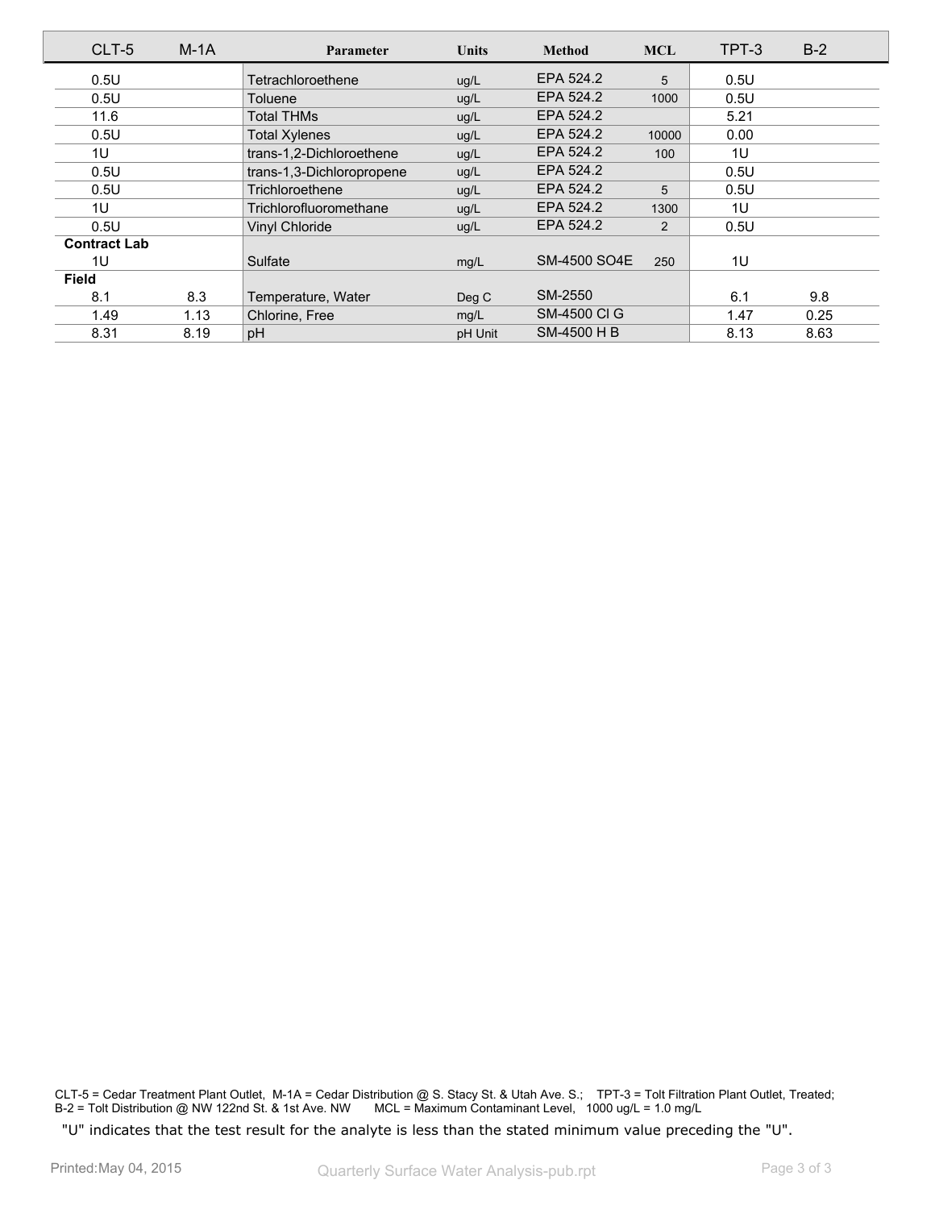| CLT-5 | M-1A | Parameter | Units | Method | MCL | TPT-3 | B-2 |
|---|---|---|---|---|---|---|---|
| 0.5U | | Tetrachloroethene | ug/L | EPA 524.2 | 5 | 0.5U | |
| 0.5U | | Toluene | ug/L | EPA 524.2 | 1000 | 0.5U | |
| 11.6 | | Total THMs | ug/L | EPA 524.2 | | 5.21 | |
| 0.5U | | Total Xylenes | ug/L | EPA 524.2 | 10000 | 0.00 | |
| 1U | | trans-1,2-Dichloroethene | ug/L | EPA 524.2 | 100 | 1U | |
| 0.5U | | trans-1,3-Dichloropropene | ug/L | EPA 524.2 | | 0.5U | |
| 0.5U | | Trichloroethene | ug/L | EPA 524.2 | 5 | 0.5U | |
| 1U | | Trichlorofluoromethane | ug/L | EPA 524.2 | 1300 | 1U | |
| 0.5U | | Vinyl Chloride | ug/L | EPA 524.2 | 2 | 0.5U | |
| **Contract Lab** | | | | | | | |
| 1U | | Sulfate | mg/L | SM-4500 SO4E | 250 | 1U | |
| **Field** | | | | | | | |
| 8.1 | 8.3 | Temperature, Water | Deg C | SM-2550 | | 6.1 | 9.8 |
| 1.49 | 1.13 | Chlorine, Free | mg/L | SM-4500 Cl G | | 1.47 | 0.25 |
| 8.31 | 8.19 | pH | pH Unit | SM-4500 H B | | 8.13 | 8.63 |

CLT-5 = Cedar Treatment Plant Outlet, M-1A = Cedar Distribution @ S. Stacy St. & Utah Ave. S.; TPT-3 = Tolt Filtration Plant Outlet, Treated;
B-2 = Tolt Distribution @ NW 122nd St. & 1st Ave. NW MCL = Maximum Contaminant Level, 1000 ug/L = 1.0 mg/L

"U" indicates that the test result for the analyte is less than the stated minimum value preceding the "U".

Printed:May 04, 2015

Quarterly Surface Water Analysis-pub.rpt